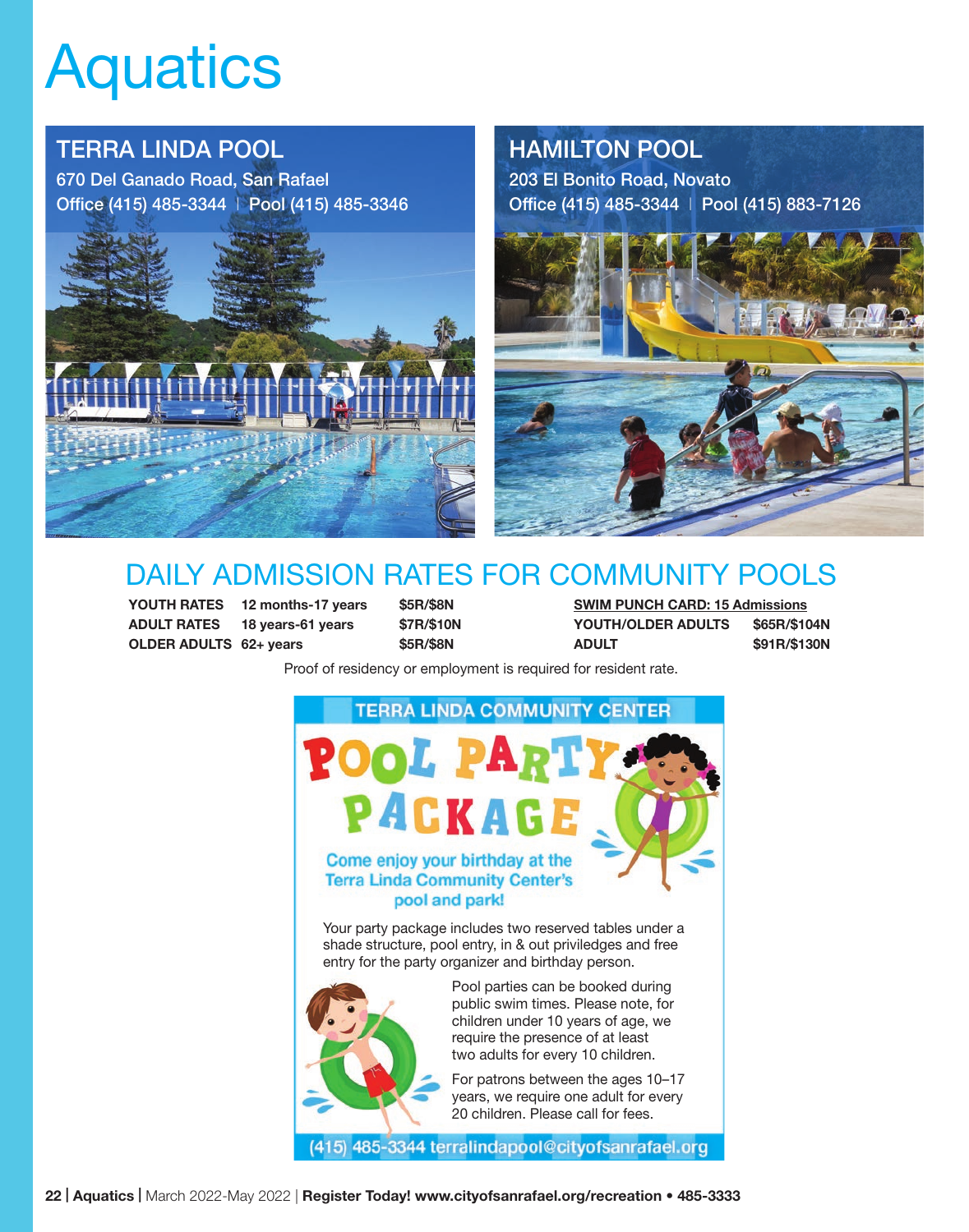# Aquatics

## TERRA LINDA POOL

670 Del Ganado Road, San Rafael
Office (415) 485-3344 | Pool (415) 485-3346

## HAMILTON POOL

203 El Bonito Road, Novato
Office (415) 485-3344 | Pool (415) 883-7126

## DAILY ADMISSION RATES FOR COMMUNITY POOLS

| | | |
|---|---|---|
| **YOUTH RATES** | **12 months-17 years** | **$5R/$8N** |
| **ADULT RATES** | **18 years-61 years** | **$7R/$10N** |
| **OLDER ADULTS** | **62+ years** | **$5R/$8N** |

| **SWIM PUNCH CARD: 15 Admissions** | |
|---|---|
| **YOUTH/OLDER ADULTS** | **$65R/$104N** |
| **ADULT** | **$91R/$130N** |

Proof of residency or employment is required for resident rate.

## TERRA LINDA COMMUNITY CENTER

# POOL PARTY PACKAGE

**Come enjoy your birthday at the Terra Linda Community Center's pool and park!**

Your party package includes two reserved tables under a shade structure, pool entry, in & out priviledges and free entry for the party organizer and birthday person.

Pool parties can be booked during public swim times. Please note, for children under 10 years of age, we require the presence of at least two adults for every 10 children.

For patrons between the ages 10–17 years, we require one adult for every 20 children. Please call for fees.

(415) 485-3344 terralindapool@cityofsanrafael.org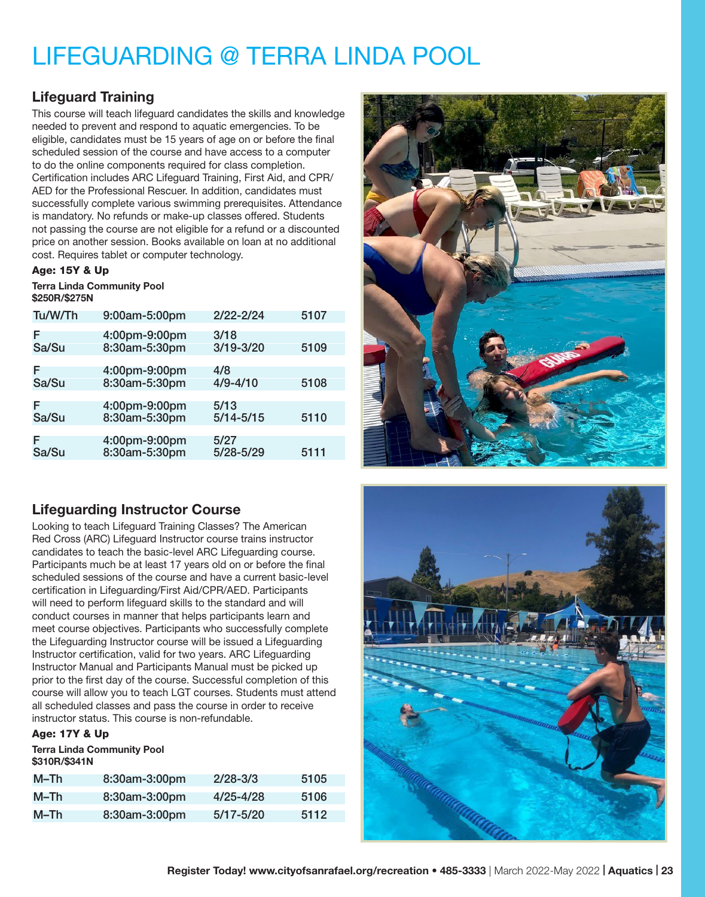# LIFEGUARDING @ TERRA LINDA POOL

## Lifeguard Training

This course will teach lifeguard candidates the skills and knowledge needed to prevent and respond to aquatic emergencies. To be eligible, candidates must be 15 years of age on or before the final scheduled session of the course and have access to a computer to do the online components required for class completion. Certification includes ARC Lifeguard Training, First Aid, and CPR/AED for the Professional Rescuer. In addition, candidates must successfully complete various swimming prerequisites. Attendance is mandatory. No refunds or make-up classes offered. Students not passing the course are not eligible for a refund or a discounted price on another session. Books available on loan at no additional cost. Requires tablet or computer technology.

**Age: 15Y & Up**

**Terra Linda Community Pool**
**$250R/$275N**

| Days | Time | Dates | Course # |
|---|---|---|---|
| Tu/W/Th | 9:00am-5:00pm | 2/22-2/24 | 5107 |
| F<br>Sa/Su | 4:00pm-9:00pm<br>8:30am-5:30pm | 3/18<br>3/19-3/20 | 5109 |
| F<br>Sa/Su | 4:00pm-9:00pm<br>8:30am-5:30pm | 4/8<br>4/9-4/10 | 5108 |
| F<br>Sa/Su | 4:00pm-9:00pm<br>8:30am-5:30pm | 5/13<br>5/14-5/15 | 5110 |
| F<br>Sa/Su | 4:00pm-9:00pm<br>8:30am-5:30pm | 5/27<br>5/28-5/29 | 5111 |

## Lifeguarding Instructor Course

Looking to teach Lifeguard Training Classes? The American Red Cross (ARC) Lifeguard Instructor course trains instructor candidates to teach the basic-level ARC Lifeguarding course. Participants much be at least 17 years old on or before the final scheduled sessions of the course and have a current basic-level certification in Lifeguarding/First Aid/CPR/AED. Participants will need to perform lifeguard skills to the standard and will conduct courses in manner that helps participants learn and meet course objectives. Participants who successfully complete the Lifeguarding Instructor course will be issued a Lifeguarding Instructor certification, valid for two years. ARC Lifeguarding Instructor Manual and Participants Manual must be picked up prior to the first day of the course. Successful completion of this course will allow you to teach LGT courses. Students must attend all scheduled classes and pass the course in order to receive instructor status. This course is non-refundable.

**Age: 17Y & Up**

**Terra Linda Community Pool**
**$310R/$341N**

| Days | Time | Dates | Course # |
|---|---|---|---|
| M–Th | 8:30am-3:00pm | 2/28-3/3 | 5105 |
| M–Th | 8:30am-3:00pm | 4/25-4/28 | 5106 |
| M–Th | 8:30am-3:00pm | 5/17-5/20 | 5112 |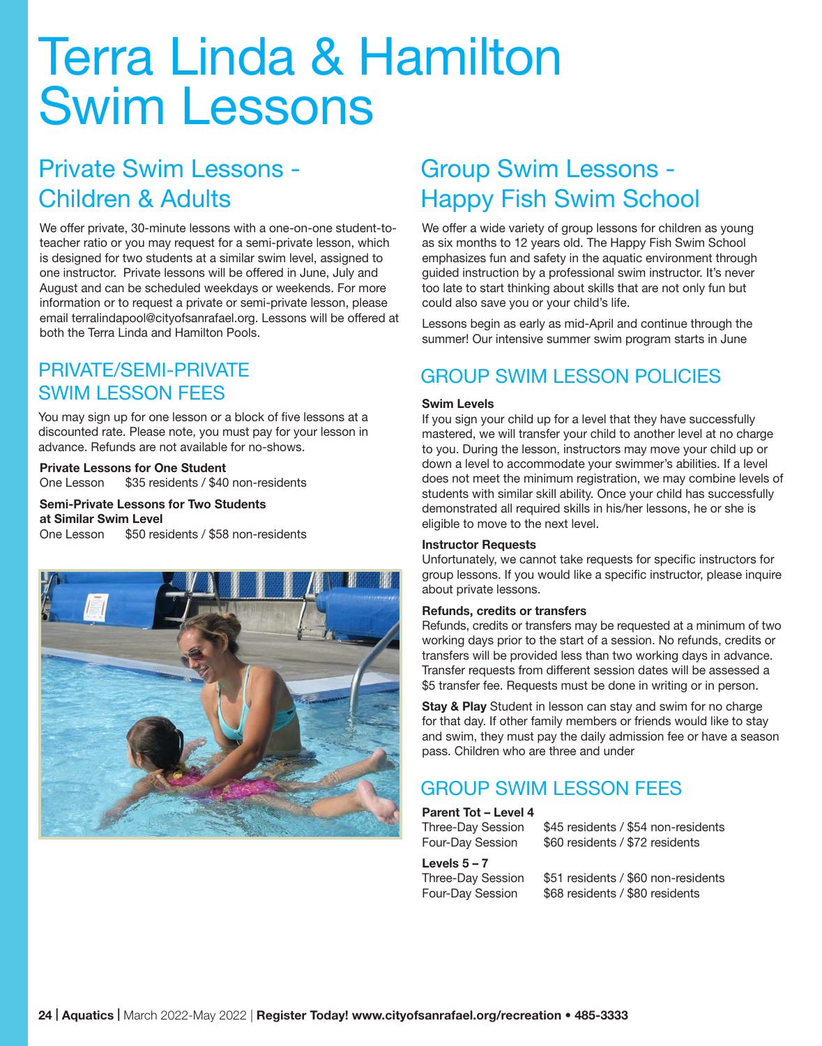# Terra Linda & Hamilton Swim Lessons

## Private Swim Lessons - Children & Adults

We offer private, 30-minute lessons with a one-on-one student-to-teacher ratio or you may request for a semi-private lesson, which is designed for two students at a similar swim level, assigned to one instructor. Private lessons will be offered in June, July and August and can be scheduled weekdays or weekends. For more information or to request a private or semi-private lesson, please email terralindapool@cityofsanrafael.org. Lessons will be offered at both the Terra Linda and Hamilton Pools.

### PRIVATE/SEMI-PRIVATE SWIM LESSON FEES

You may sign up for one lesson or a block of five lessons at a discounted rate. Please note, you must pay for your lesson in advance. Refunds are not available for no-shows.

**Private Lessons for One Student**
One Lesson $35 residents / $40 non-residents

**Semi-Private Lessons for Two Students at Similar Swim Level**
One Lesson $50 residents / $58 non-residents

## Group Swim Lessons - Happy Fish Swim School

We offer a wide variety of group lessons for children as young as six months to 12 years old. The Happy Fish Swim School emphasizes fun and safety in the aquatic environment through guided instruction by a professional swim instructor. It's never too late to start thinking about skills that are not only fun but could also save you or your child's life.

Lessons begin as early as mid-April and continue through the summer! Our intensive summer swim program starts in June

### GROUP SWIM LESSON POLICIES

**Swim Levels**
If you sign your child up for a level that they have successfully mastered, we will transfer your child to another level at no charge to you. During the lesson, instructors may move your child up or down a level to accommodate your swimmer's abilities. If a level does not meet the minimum registration, we may combine levels of students with similar skill ability. Once your child has successfully demonstrated all required skills in his/her lessons, he or she is eligible to move to the next level.

**Instructor Requests**
Unfortunately, we cannot take requests for specific instructors for group lessons. If you would like a specific instructor, please inquire about private lessons.

**Refunds, credits or transfers**
Refunds, credits or transfers may be requested at a minimum of two working days prior to the start of a session. No refunds, credits or transfers will be provided less than two working days in advance. Transfer requests from different session dates will be assessed a $5 transfer fee. Requests must be done in writing or in person.

**Stay & Play** Student in lesson can stay and swim for no charge for that day. If other family members or friends would like to stay and swim, they must pay the daily admission fee or have a season pass. Children who are three and under

### GROUP SWIM LESSON FEES

**Parent Tot – Level 4**
Three-Day Session $45 residents / $54 non-residents
Four-Day Session $60 residents / $72 residents

**Levels 5 – 7**
Three-Day Session $51 residents / $60 non-residents
Four-Day Session $68 residents / $80 residents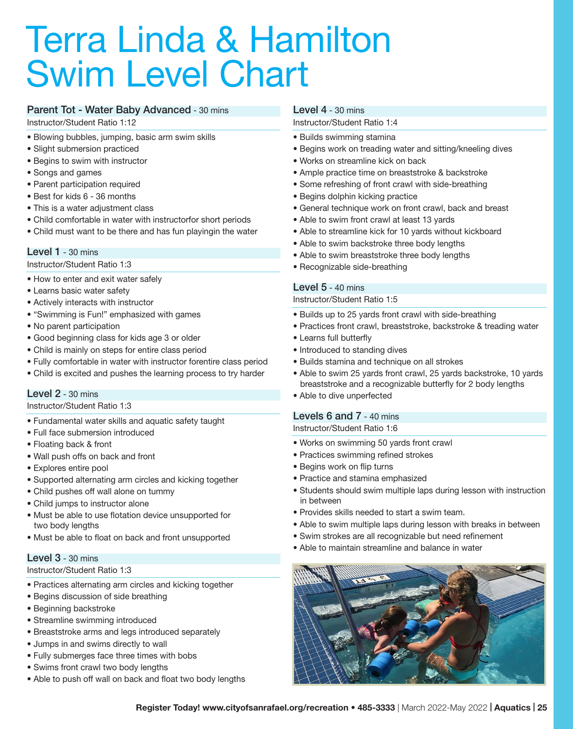# Terra Linda & Hamilton Swim Level Chart

## Parent Tot - Water Baby Advanced - 30 mins

Instructor/Student Ratio 1:12

- Blowing bubbles, jumping, basic arm swim skills
- Slight submersion practiced
- Begins to swim with instructor
- Songs and games
- Parent participation required
- Best for kids 6 - 36 months
- This is a water adjustment class
- Child comfortable in water with instructorfor short periods
- Child must want to be there and has fun playingin the water

## Level 1 - 30 mins

Instructor/Student Ratio 1:3

- How to enter and exit water safely
- Learns basic water safety
- Actively interacts with instructor
- "Swimming is Fun!" emphasized with games
- No parent participation
- Good beginning class for kids age 3 or older
- Child is mainly on steps for entire class period
- Fully comfortable in water with instructor forentire class period
- Child is excited and pushes the learning process to try harder

## Level 2 - 30 mins

Instructor/Student Ratio 1:3

- Fundamental water skills and aquatic safety taught
- Full face submersion introduced
- Floating back & front
- Wall push offs on back and front
- Explores entire pool
- Supported alternating arm circles and kicking together
- Child pushes off wall alone on tummy
- Child jumps to instructor alone
- Must be able to use flotation device unsupported for two body lengths
- Must be able to float on back and front unsupported

## Level 3 - 30 mins

Instructor/Student Ratio 1:3

- Practices alternating arm circles and kicking together
- Begins discussion of side breathing
- Beginning backstroke
- Streamline swimming introduced
- Breaststroke arms and legs introduced separately
- Jumps in and swims directly to wall
- Fully submerges face three times with bobs
- Swims front crawl two body lengths
- Able to push off wall on back and float two body lengths

## Level 4 - 30 mins

Instructor/Student Ratio 1:4

- Builds swimming stamina
- Begins work on treading water and sitting/kneeling dives
- Works on streamline kick on back
- Ample practice time on breaststroke & backstroke
- Some refreshing of front crawl with side-breathing
- Begins dolphin kicking practice
- General technique work on front crawl, back and breast
- Able to swim front crawl at least 13 yards
- Able to streamline kick for 10 yards without kickboard
- Able to swim backstroke three body lengths
- Able to swim breaststroke three body lengths
- Recognizable side-breathing

## Level 5 - 40 mins

Instructor/Student Ratio 1:5

- Builds up to 25 yards front crawl with side-breathing
- Practices front crawl, breaststroke, backstroke & treading water
- Learns full butterfly
- Introduced to standing dives
- Builds stamina and technique on all strokes
- Able to swim 25 yards front crawl, 25 yards backstroke, 10 yards breaststroke and a recognizable butterfly for 2 body lengths
- Able to dive unperfected

## Levels 6 and 7 - 40 mins

Instructor/Student Ratio 1:6

- Works on swimming 50 yards front crawl
- Practices swimming refined strokes
- Begins work on flip turns
- Practice and stamina emphasized
- Students should swim multiple laps during lesson with instruction in between
- Provides skills needed to start a swim team.
- Able to swim multiple laps during lesson with breaks in between
- Swim strokes are all recognizable but need refinement
- Able to maintain streamline and balance in water

**Register Today! www.cityofsanrafael.org/recreation • 485-3333** | March 2022-May 2022 | **Aquatics**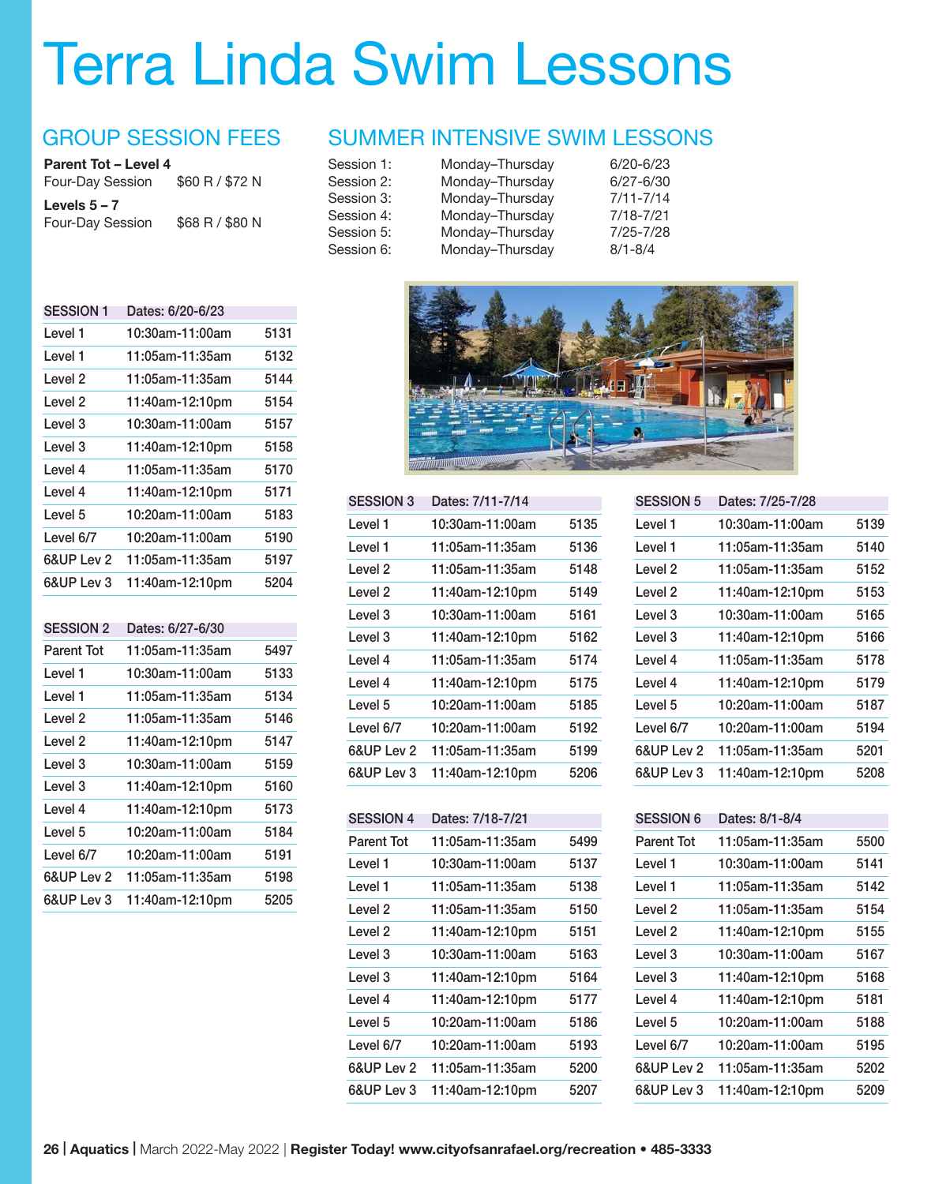# Terra Linda Swim Lessons

## GROUP SESSION FEES

**Parent Tot – Level 4**

Four-Day Session $60 R / $72 N

**Levels 5 – 7**

Four-Day Session $68 R / $80 N

## SUMMER INTENSIVE SWIM LESSONS

| | | |
|---|---|---|
| Session 1: | Monday–Thursday | 6/20-6/23 |
| Session 2: | Monday–Thursday | 6/27-6/30 |
| Session 3: | Monday–Thursday | 7/11-7/14 |
| Session 4: | Monday–Thursday | 7/18-7/21 |
| Session 5: | Monday–Thursday | 7/25-7/28 |
| Session 6: | Monday–Thursday | 8/1-8/4 |

| SESSION 1 | Dates: 6/20-6/23 | |
|---|---|---|
| Level 1 | 10:30am-11:00am | 5131 |
| Level 1 | 11:05am-11:35am | 5132 |
| Level 2 | 11:05am-11:35am | 5144 |
| Level 2 | 11:40am-12:10pm | 5154 |
| Level 3 | 10:30am-11:00am | 5157 |
| Level 3 | 11:40am-12:10pm | 5158 |
| Level 4 | 11:05am-11:35am | 5170 |
| Level 4 | 11:40am-12:10pm | 5171 |
| Level 5 | 10:20am-11:00am | 5183 |
| Level 6/7 | 10:20am-11:00am | 5190 |
| 6&UP Lev 2 | 11:05am-11:35am | 5197 |
| 6&UP Lev 3 | 11:40am-12:10pm | 5204 |

| SESSION 2 | Dates: 6/27-6/30 | |
|---|---|---|
| Parent Tot | 11:05am-11:35am | 5497 |
| Level 1 | 10:30am-11:00am | 5133 |
| Level 1 | 11:05am-11:35am | 5134 |
| Level 2 | 11:05am-11:35am | 5146 |
| Level 2 | 11:40am-12:10pm | 5147 |
| Level 3 | 10:30am-11:00am | 5159 |
| Level 3 | 11:40am-12:10pm | 5160 |
| Level 4 | 11:40am-12:10pm | 5173 |
| Level 5 | 10:20am-11:00am | 5184 |
| Level 6/7 | 10:20am-11:00am | 5191 |
| 6&UP Lev 2 | 11:05am-11:35am | 5198 |
| 6&UP Lev 3 | 11:40am-12:10pm | 5205 |

| SESSION 3 | Dates: 7/11-7/14 | |
|---|---|---|
| Level 1 | 10:30am-11:00am | 5135 |
| Level 1 | 11:05am-11:35am | 5136 |
| Level 2 | 11:05am-11:35am | 5148 |
| Level 2 | 11:40am-12:10pm | 5149 |
| Level 3 | 10:30am-11:00am | 5161 |
| Level 3 | 11:40am-12:10pm | 5162 |
| Level 4 | 11:05am-11:35am | 5174 |
| Level 4 | 11:40am-12:10pm | 5175 |
| Level 5 | 10:20am-11:00am | 5185 |
| Level 6/7 | 10:20am-11:00am | 5192 |
| 6&UP Lev 2 | 11:05am-11:35am | 5199 |
| 6&UP Lev 3 | 11:40am-12:10pm | 5206 |

| SESSION 4 | Dates: 7/18-7/21 | |
|---|---|---|
| Parent Tot | 11:05am-11:35am | 5499 |
| Level 1 | 10:30am-11:00am | 5137 |
| Level 1 | 11:05am-11:35am | 5138 |
| Level 2 | 11:05am-11:35am | 5150 |
| Level 2 | 11:40am-12:10pm | 5151 |
| Level 3 | 10:30am-11:00am | 5163 |
| Level 3 | 11:40am-12:10pm | 5164 |
| Level 4 | 11:40am-12:10pm | 5177 |
| Level 5 | 10:20am-11:00am | 5186 |
| Level 6/7 | 10:20am-11:00am | 5193 |
| 6&UP Lev 2 | 11:05am-11:35am | 5200 |
| 6&UP Lev 3 | 11:40am-12:10pm | 5207 |

| SESSION 5 | Dates: 7/25-7/28 | |
|---|---|---|
| Level 1 | 10:30am-11:00am | 5139 |
| Level 1 | 11:05am-11:35am | 5140 |
| Level 2 | 11:05am-11:35am | 5152 |
| Level 2 | 11:40am-12:10pm | 5153 |
| Level 3 | 10:30am-11:00am | 5165 |
| Level 3 | 11:40am-12:10pm | 5166 |
| Level 4 | 11:05am-11:35am | 5178 |
| Level 4 | 11:40am-12:10pm | 5179 |
| Level 5 | 10:20am-11:00am | 5187 |
| Level 6/7 | 10:20am-11:00am | 5194 |
| 6&UP Lev 2 | 11:05am-11:35am | 5201 |
| 6&UP Lev 3 | 11:40am-12:10pm | 5208 |

| SESSION 6 | Dates: 8/1-8/4 | |
|---|---|---|
| Parent Tot | 11:05am-11:35am | 5500 |
| Level 1 | 10:30am-11:00am | 5141 |
| Level 1 | 11:05am-11:35am | 5142 |
| Level 2 | 11:05am-11:35am | 5154 |
| Level 2 | 11:40am-12:10pm | 5155 |
| Level 3 | 10:30am-11:00am | 5167 |
| Level 3 | 11:40am-12:10pm | 5168 |
| Level 4 | 11:40am-12:10pm | 5181 |
| Level 5 | 10:20am-11:00am | 5188 |
| Level 6/7 | 10:20am-11:00am | 5195 |
| 6&UP Lev 2 | 11:05am-11:35am | 5202 |
| 6&UP Lev 3 | 11:40am-12:10pm | 5209 |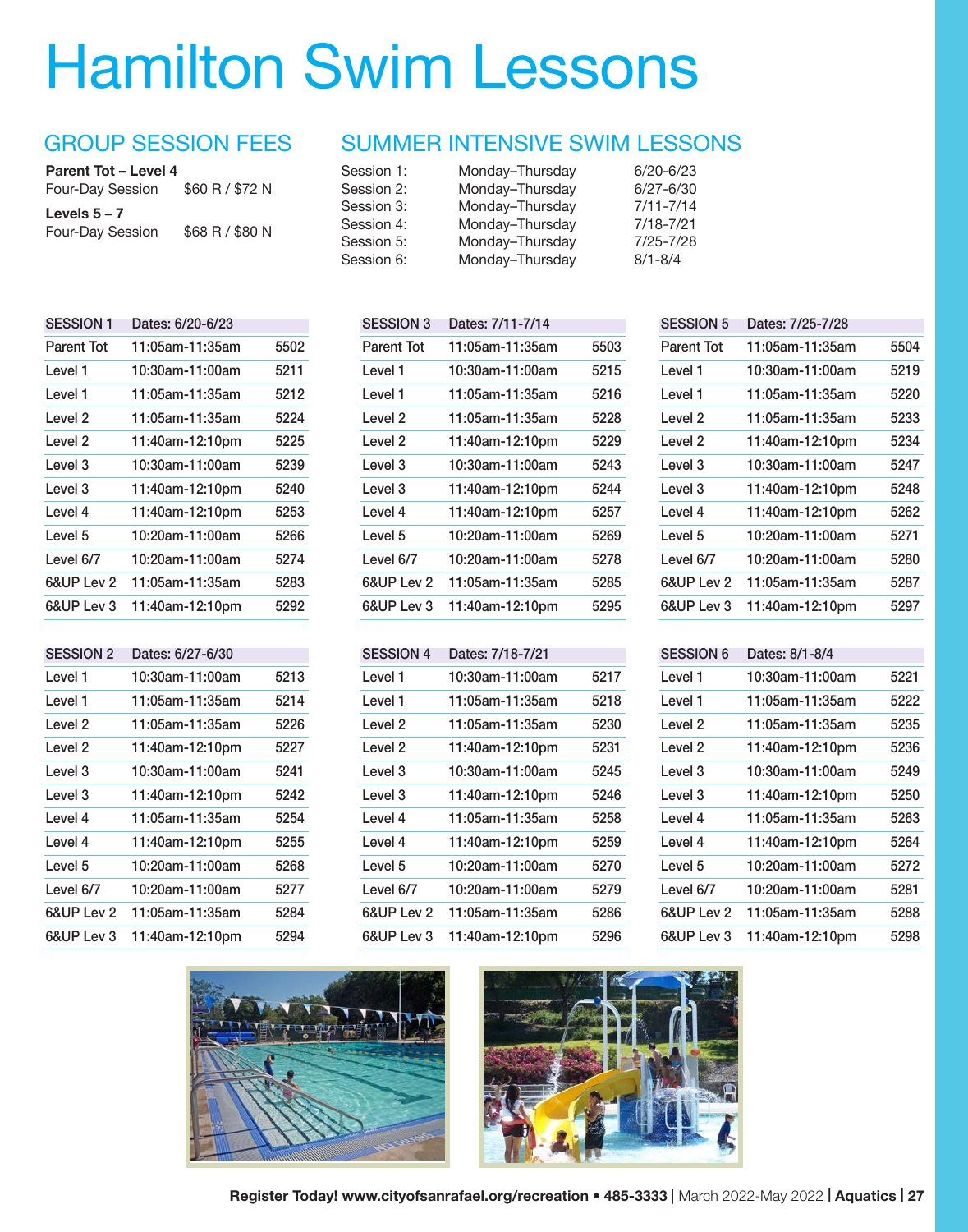# Hamilton Swim Lessons

## GROUP SESSION FEES

**Parent Tot – Level 4**
Four-Day Session $60 R / $72 N

**Levels 5 – 7**
Four-Day Session $68 R / $80 N

## SUMMER INTENSIVE SWIM LESSONS

| | | |
|---|---|---|
| Session 1: | Monday–Thursday | 6/20-6/23 |
| Session 2: | Monday–Thursday | 6/27-6/30 |
| Session 3: | Monday–Thursday | 7/11-7/14 |
| Session 4: | Monday–Thursday | 7/18-7/21 |
| Session 5: | Monday–Thursday | 7/25-7/28 |
| Session 6: | Monday–Thursday | 8/1-8/4 |

| SESSION 1 | Dates: 6/20-6/23 | |
|---|---|---|
| Parent Tot | 11:05am-11:35am | 5502 |
| Level 1 | 10:30am-11:00am | 5211 |
| Level 1 | 11:05am-11:35am | 5212 |
| Level 2 | 11:05am-11:35am | 5224 |
| Level 2 | 11:40am-12:10pm | 5225 |
| Level 3 | 10:30am-11:00am | 5239 |
| Level 3 | 11:40am-12:10pm | 5240 |
| Level 4 | 11:40am-12:10pm | 5253 |
| Level 5 | 10:20am-11:00am | 5266 |
| Level 6/7 | 10:20am-11:00am | 5274 |
| 6&UP Lev 2 | 11:05am-11:35am | 5283 |
| 6&UP Lev 3 | 11:40am-12:10pm | 5292 |

| SESSION 2 | Dates: 6/27-6/30 | |
|---|---|---|
| Level 1 | 10:30am-11:00am | 5213 |
| Level 1 | 11:05am-11:35am | 5214 |
| Level 2 | 11:05am-11:35am | 5226 |
| Level 2 | 11:40am-12:10pm | 5227 |
| Level 3 | 10:30am-11:00am | 5241 |
| Level 3 | 11:40am-12:10pm | 5242 |
| Level 4 | 11:05am-11:35am | 5254 |
| Level 4 | 11:40am-12:10pm | 5255 |
| Level 5 | 10:20am-11:00am | 5268 |
| Level 6/7 | 10:20am-11:00am | 5277 |
| 6&UP Lev 2 | 11:05am-11:35am | 5284 |
| 6&UP Lev 3 | 11:40am-12:10pm | 5294 |

| SESSION 3 | Dates: 7/11-7/14 | |
|---|---|---|
| Parent Tot | 11:05am-11:35am | 5503 |
| Level 1 | 10:30am-11:00am | 5215 |
| Level 1 | 11:05am-11:35am | 5216 |
| Level 2 | 11:05am-11:35am | 5228 |
| Level 2 | 11:40am-12:10pm | 5229 |
| Level 3 | 10:30am-11:00am | 5243 |
| Level 3 | 11:40am-12:10pm | 5244 |
| Level 4 | 11:40am-12:10pm | 5257 |
| Level 5 | 10:20am-11:00am | 5269 |
| Level 6/7 | 10:20am-11:00am | 5278 |
| 6&UP Lev 2 | 11:05am-11:35am | 5285 |
| 6&UP Lev 3 | 11:40am-12:10pm | 5295 |

| SESSION 4 | Dates: 7/18-7/21 | |
|---|---|---|
| Level 1 | 10:30am-11:00am | 5217 |
| Level 1 | 11:05am-11:35am | 5218 |
| Level 2 | 11:05am-11:35am | 5230 |
| Level 2 | 11:40am-12:10pm | 5231 |
| Level 3 | 10:30am-11:00am | 5245 |
| Level 3 | 11:40am-12:10pm | 5246 |
| Level 4 | 11:05am-11:35am | 5258 |
| Level 4 | 11:40am-12:10pm | 5259 |
| Level 5 | 10:20am-11:00am | 5270 |
| Level 6/7 | 10:20am-11:00am | 5279 |
| 6&UP Lev 2 | 11:05am-11:35am | 5286 |
| 6&UP Lev 3 | 11:40am-12:10pm | 5296 |

| SESSION 5 | Dates: 7/25-7/28 | |
|---|---|---|
| Parent Tot | 11:05am-11:35am | 5504 |
| Level 1 | 10:30am-11:00am | 5219 |
| Level 1 | 11:05am-11:35am | 5220 |
| Level 2 | 11:05am-11:35am | 5233 |
| Level 2 | 11:40am-12:10pm | 5234 |
| Level 3 | 10:30am-11:00am | 5247 |
| Level 3 | 11:40am-12:10pm | 5248 |
| Level 4 | 11:40am-12:10pm | 5262 |
| Level 5 | 10:20am-11:00am | 5271 |
| Level 6/7 | 10:20am-11:00am | 5280 |
| 6&UP Lev 2 | 11:05am-11:35am | 5287 |
| 6&UP Lev 3 | 11:40am-12:10pm | 5297 |

| SESSION 6 | Dates: 8/1-8/4 | |
|---|---|---|
| Level 1 | 10:30am-11:00am | 5221 |
| Level 1 | 11:05am-11:35am | 5222 |
| Level 2 | 11:05am-11:35am | 5235 |
| Level 2 | 11:40am-12:10pm | 5236 |
| Level 3 | 10:30am-11:00am | 5249 |
| Level 3 | 11:40am-12:10pm | 5250 |
| Level 4 | 11:05am-11:35am | 5263 |
| Level 4 | 11:40am-12:10pm | 5264 |
| Level 5 | 10:20am-11:00am | 5272 |
| Level 6/7 | 10:20am-11:00am | 5281 |
| 6&UP Lev 2 | 11:05am-11:35am | 5288 |
| 6&UP Lev 3 | 11:40am-12:10pm | 5298 |